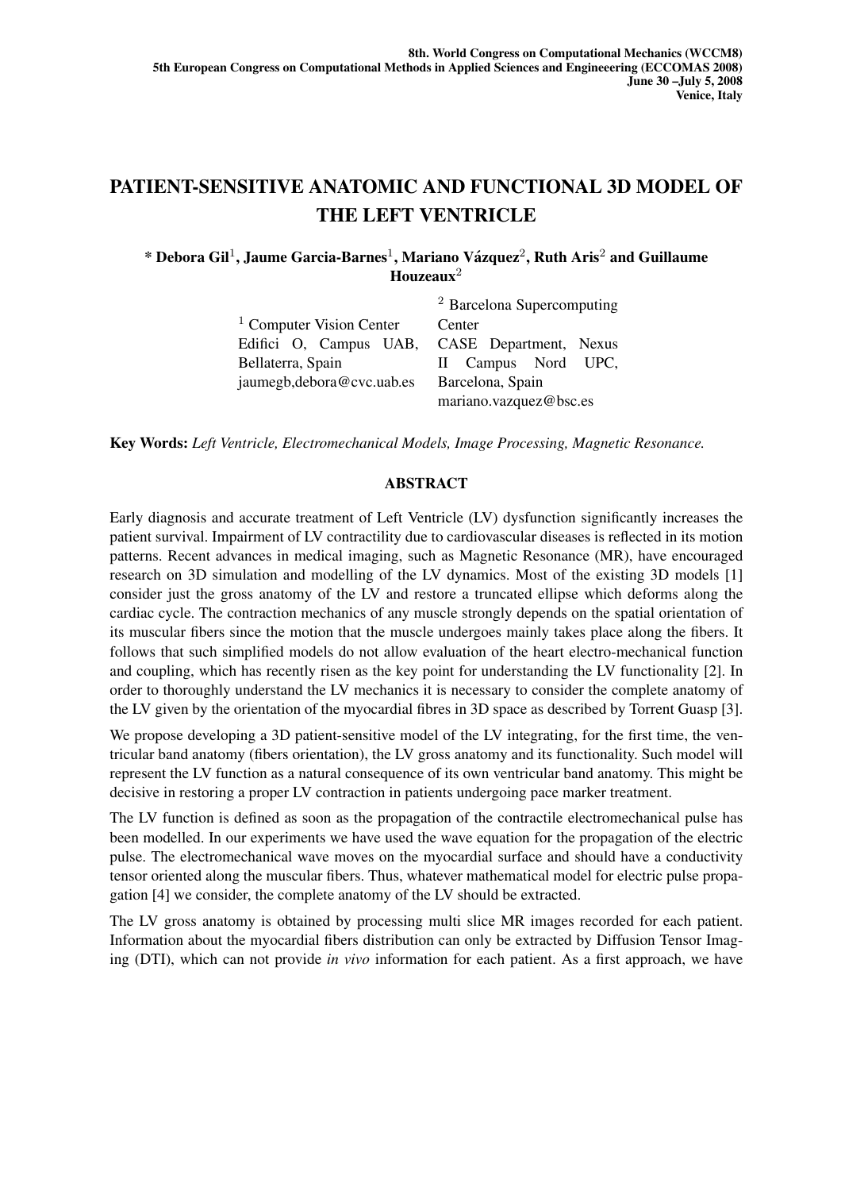# PATIENT-SENSITIVE ANATOMIC AND FUNCTIONAL 3D MODEL OF THE LEFT VENTRICLE

**\* Debora Gil[1], Jaume Garcia-Barnes[1], Mariano Vázquez[2], Ruth Aris[2] and Guillaume Houzeaux[2]**

[1] Computer Vision Center
Edifici O, Campus UAB, Bellaterra, Spain
jaumegb,debora@cvc.uab.es

[2] Barcelona Supercomputing Center
CASE Department, Nexus II Campus Nord UPC, Barcelona, Spain
mariano.vazquez@bsc.es

**Key Words:** *Left Ventricle, Electromechanical Models, Image Processing, Magnetic Resonance.*

## ABSTRACT

Early diagnosis and accurate treatment of Left Ventricle (LV) dysfunction significantly increases the patient survival. Impairment of LV contractility due to cardiovascular diseases is reflected in its motion patterns. Recent advances in medical imaging, such as Magnetic Resonance (MR), have encouraged research on 3D simulation and modelling of the LV dynamics. Most of the existing 3D models [1] consider just the gross anatomy of the LV and restore a truncated ellipse which deforms along the cardiac cycle. The contraction mechanics of any muscle strongly depends on the spatial orientation of its muscular fibers since the motion that the muscle undergoes mainly takes place along the fibers. It follows that such simplified models do not allow evaluation of the heart electro-mechanical function and coupling, which has recently risen as the key point for understanding the LV functionality [2]. In order to thoroughly understand the LV mechanics it is necessary to consider the complete anatomy of the LV given by the orientation of the myocardial fibres in 3D space as described by Torrent Guasp [3].

We propose developing a 3D patient-sensitive model of the LV integrating, for the first time, the ventricular band anatomy (fibers orientation), the LV gross anatomy and its functionality. Such model will represent the LV function as a natural consequence of its own ventricular band anatomy. This might be decisive in restoring a proper LV contraction in patients undergoing pace marker treatment.

The LV function is defined as soon as the propagation of the contractile electromechanical pulse has been modelled. In our experiments we have used the wave equation for the propagation of the electric pulse. The electromechanical wave moves on the myocardial surface and should have a conductivity tensor oriented along the muscular fibers. Thus, whatever mathematical model for electric pulse propagation [4] we consider, the complete anatomy of the LV should be extracted.

The LV gross anatomy is obtained by processing multi slice MR images recorded for each patient. Information about the myocardial fibers distribution can only be extracted by Diffusion Tensor Imaging (DTI), which can not provide *in vivo* information for each patient. As a first approach, we have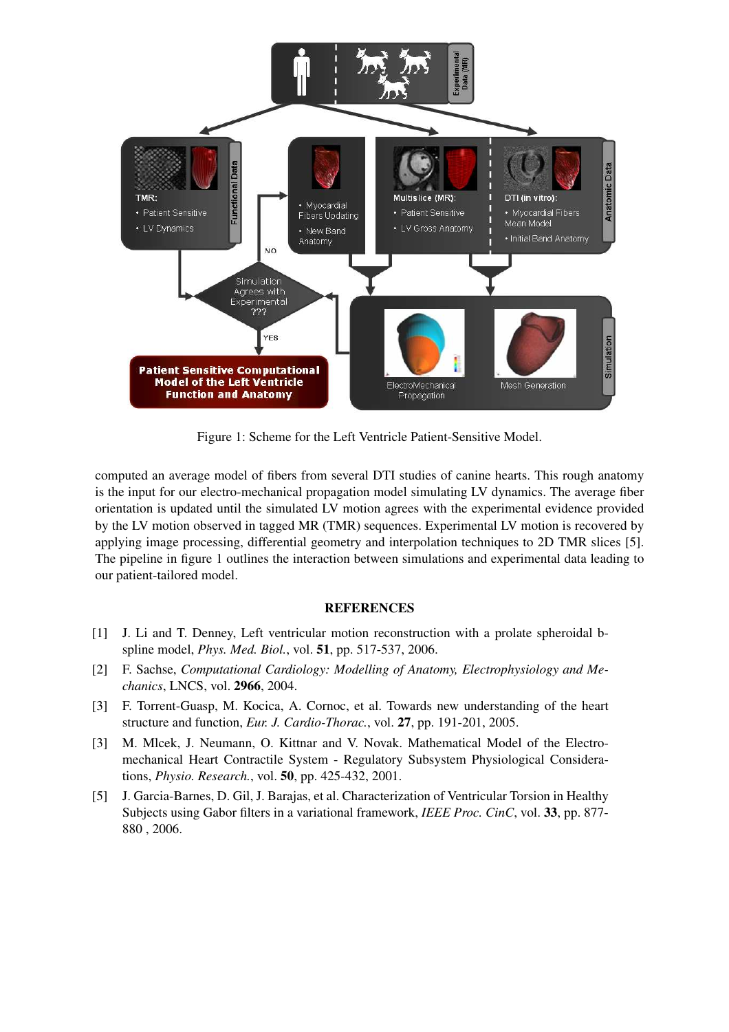Figure 1: Scheme for the Left Ventricle Patient-Sensitive Model.

computed an average model of fibers from several DTI studies of canine hearts. This rough anatomy is the input for our electro-mechanical propagation model simulating LV dynamics. The average fiber orientation is updated until the simulated LV motion agrees with the experimental evidence provided by the LV motion observed in tagged MR (TMR) sequences. Experimental LV motion is recovered by applying image processing, differential geometry and interpolation techniques to 2D TMR slices [5]. The pipeline in figure 1 outlines the interaction between simulations and experimental data leading to our patient-tailored model.

## REFERENCES

[1] J. Li and T. Denney, Left ventricular motion reconstruction with a prolate spheroidal b-spline model, *Phys. Med. Biol.*, vol. **51**, pp. 517-537, 2006.

[2] F. Sachse, *Computational Cardiology: Modelling of Anatomy, Electrophysiology and Mechanics*, LNCS, vol. **2966**, 2004.

[3] F. Torrent-Guasp, M. Kocica, A. Cornoc, et al. Towards new understanding of the heart structure and function, *Eur. J. Cardio-Thorac.*, vol. **27**, pp. 191-201, 2005.

[3] M. Mlcek, J. Neumann, O. Kittnar and V. Novak. Mathematical Model of the Electromechanical Heart Contractile System - Regulatory Subsystem Physiological Considerations, *Physio. Research.*, vol. **50**, pp. 425-432, 2001.

[5] J. Garcia-Barnes, D. Gil, J. Barajas, et al. Characterization of Ventricular Torsion in Healthy Subjects using Gabor filters in a variational framework, *IEEE Proc. CinC*, vol. **33**, pp. 877-880 , 2006.